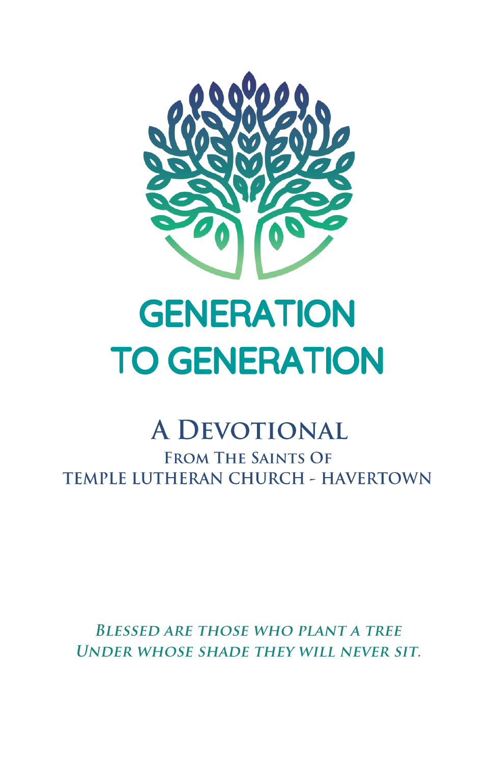# GENERATION TO GENERATION

## A Devotional

### From The Saints Of
### TEMPLE LUTHERAN CHURCH - HAVERTOWN

*Blessed are those who plant a tree*
*Under whose shade they will never sit.*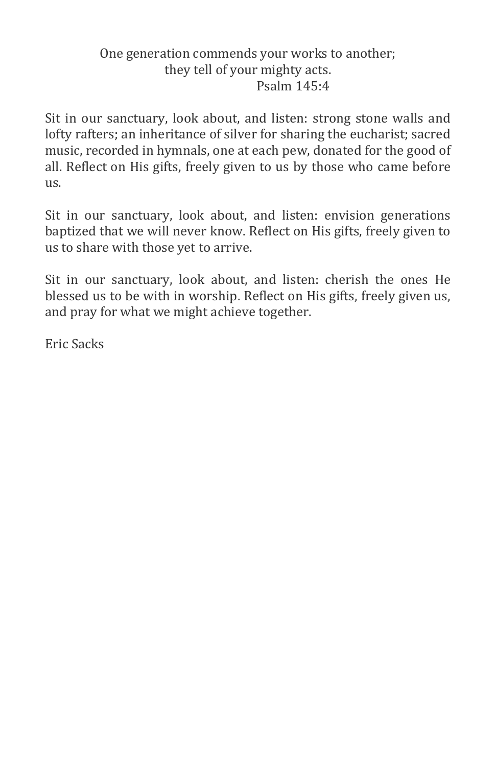One generation commends your works to another;
they tell of your mighty acts.
Psalm 145:4

Sit in our sanctuary, look about, and listen: strong stone walls and lofty rafters; an inheritance of silver for sharing the eucharist; sacred music, recorded in hymnals, one at each pew, donated for the good of all. Reflect on His gifts, freely given to us by those who came before us.

Sit in our sanctuary, look about, and listen: envision generations baptized that we will never know. Reflect on His gifts, freely given to us to share with those yet to arrive.

Sit in our sanctuary, look about, and listen: cherish the ones He blessed us to be with in worship. Reflect on His gifts, freely given us, and pray for what we might achieve together.

Eric Sacks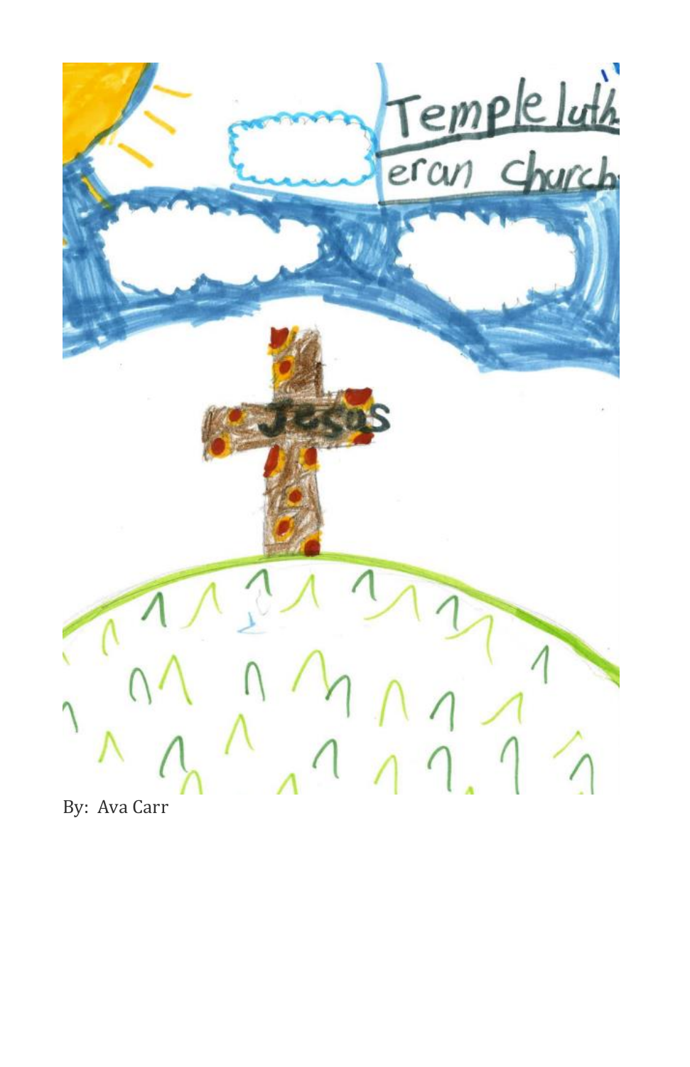By: Ava Carr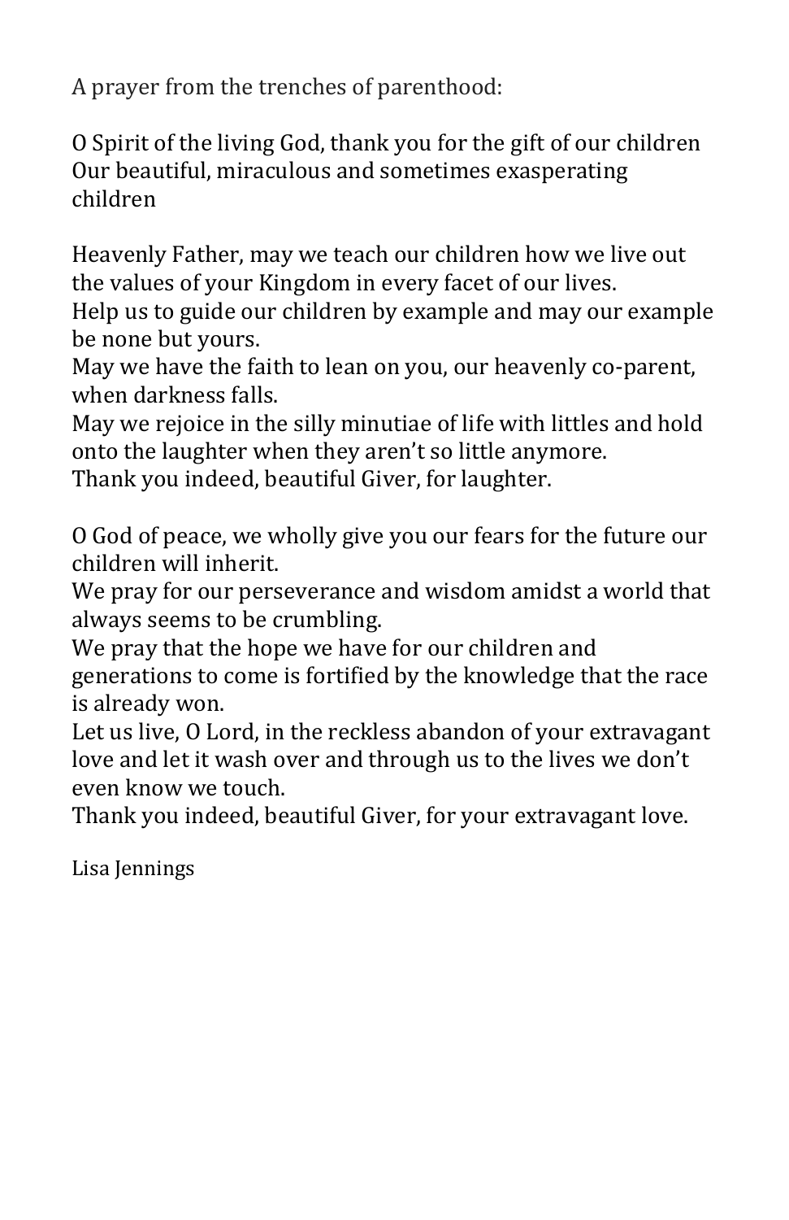A prayer from the trenches of parenthood:

O Spirit of the living God, thank you for the gift of our children
Our beautiful, miraculous and sometimes exasperating children

Heavenly Father, may we teach our children how we live out the values of your Kingdom in every facet of our lives.
Help us to guide our children by example and may our example be none but yours.
May we have the faith to lean on you, our heavenly co-parent, when darkness falls.
May we rejoice in the silly minutiae of life with littles and hold onto the laughter when they aren't so little anymore.
Thank you indeed, beautiful Giver, for laughter.

O God of peace, we wholly give you our fears for the future our children will inherit.
We pray for our perseverance and wisdom amidst a world that always seems to be crumbling.
We pray that the hope we have for our children and generations to come is fortified by the knowledge that the race is already won.
Let us live, O Lord, in the reckless abandon of your extravagant love and let it wash over and through us to the lives we don't even know we touch.
Thank you indeed, beautiful Giver, for your extravagant love.

Lisa Jennings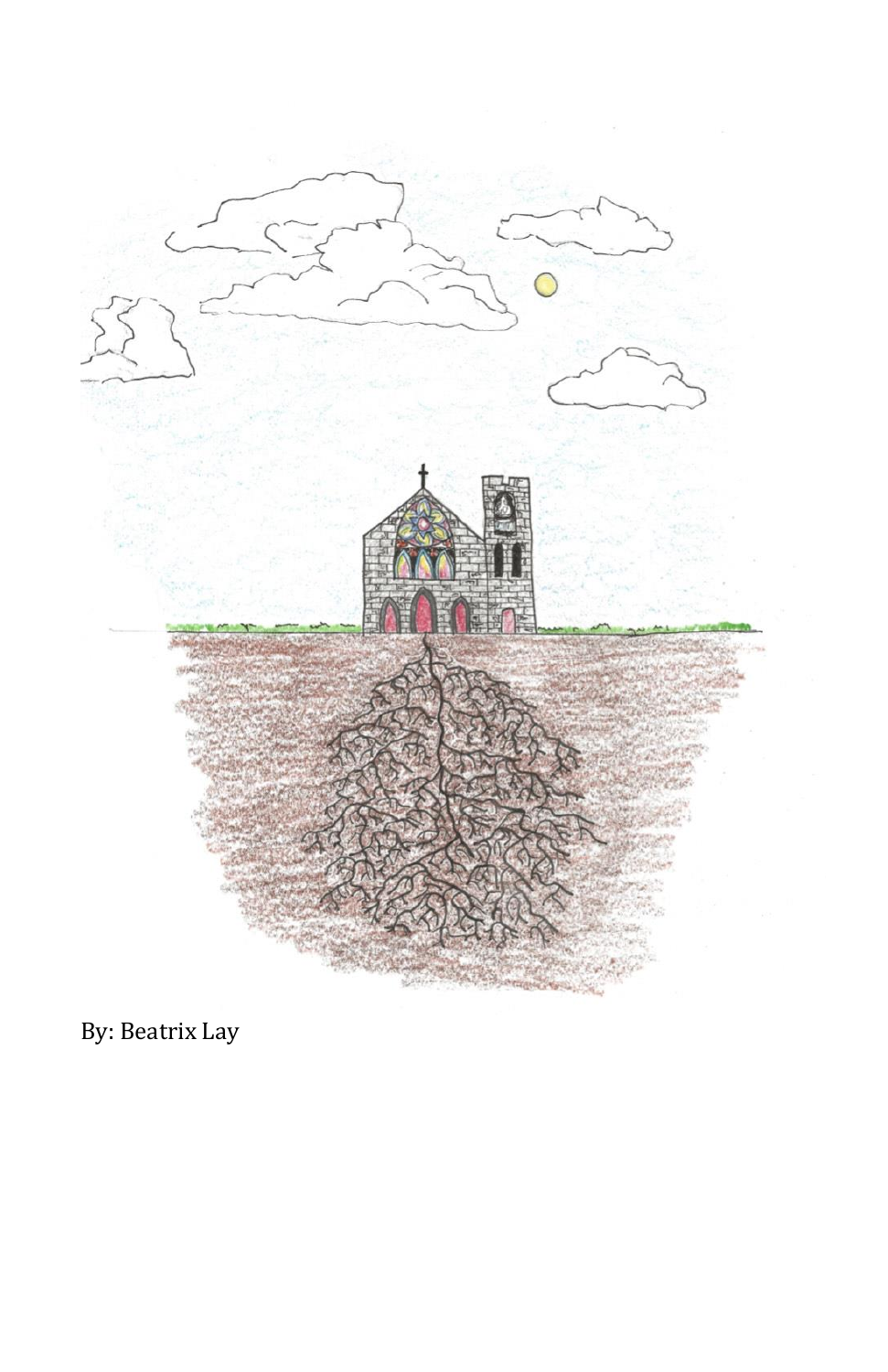By: Beatrix Lay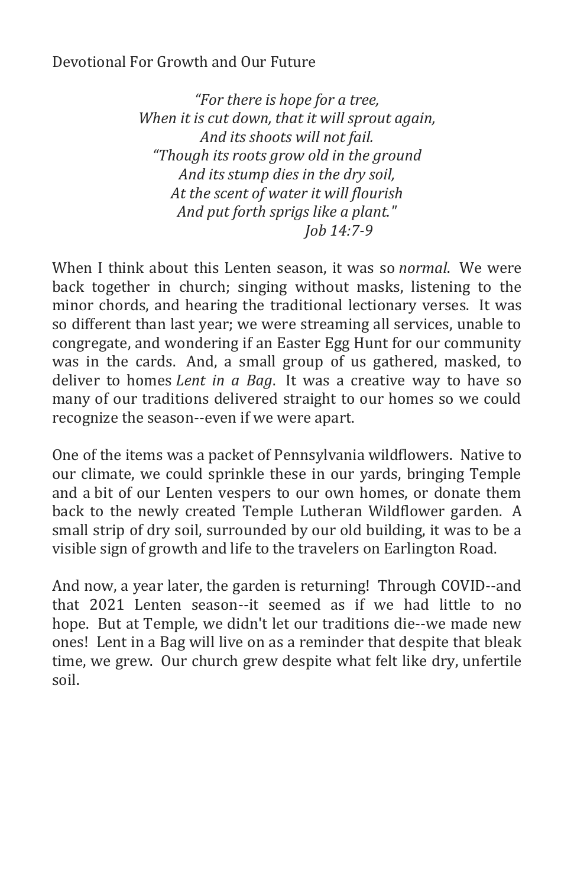Devotional For Growth and Our Future

*"For there is hope for a tree,*
*When it is cut down, that it will sprout again,*
*And its shoots will not fail.*
*"Though its roots grow old in the ground*
*And its stump dies in the dry soil,*
*At the scent of water it will flourish*
*And put forth sprigs like a plant."*
*Job 14:7-9*

When I think about this Lenten season, it was so *normal*. We were back together in church; singing without masks, listening to the minor chords, and hearing the traditional lectionary verses. It was so different than last year; we were streaming all services, unable to congregate, and wondering if an Easter Egg Hunt for our community was in the cards. And, a small group of us gathered, masked, to deliver to homes *Lent in a Bag*. It was a creative way to have so many of our traditions delivered straight to our homes so we could recognize the season--even if we were apart.

One of the items was a packet of Pennsylvania wildflowers. Native to our climate, we could sprinkle these in our yards, bringing Temple and a bit of our Lenten vespers to our own homes, or donate them back to the newly created Temple Lutheran Wildflower garden. A small strip of dry soil, surrounded by our old building, it was to be a visible sign of growth and life to the travelers on Earlington Road.

And now, a year later, the garden is returning! Through COVID--and that 2021 Lenten season--it seemed as if we had little to no hope. But at Temple, we didn't let our traditions die--we made new ones! Lent in a Bag will live on as a reminder that despite that bleak time, we grew. Our church grew despite what felt like dry, unfertile soil.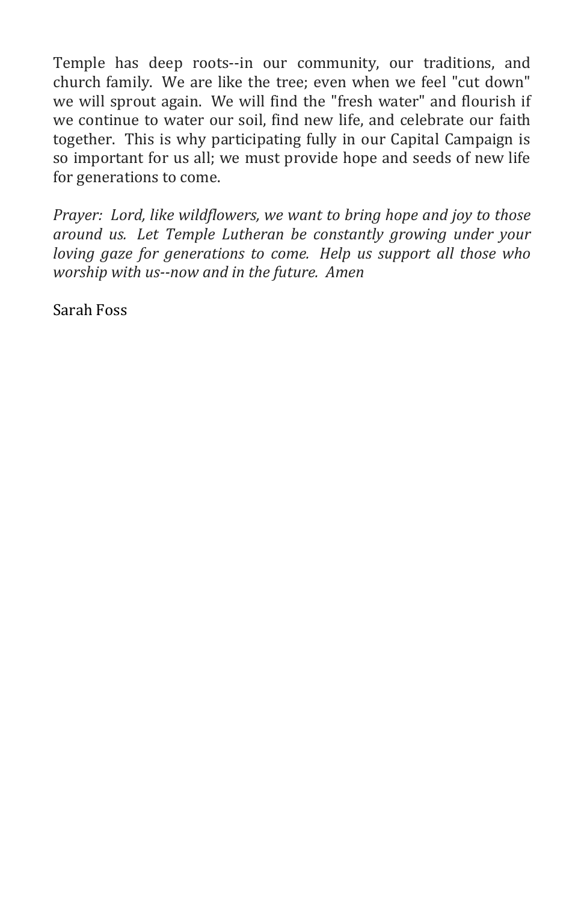Temple has deep roots--in our community, our traditions, and church family. We are like the tree; even when we feel "cut down" we will sprout again. We will find the "fresh water" and flourish if we continue to water our soil, find new life, and celebrate our faith together. This is why participating fully in our Capital Campaign is so important for us all; we must provide hope and seeds of new life for generations to come.

*Prayer: Lord, like wildflowers, we want to bring hope and joy to those around us. Let Temple Lutheran be constantly growing under your loving gaze for generations to come. Help us support all those who worship with us--now and in the future. Amen*

Sarah Foss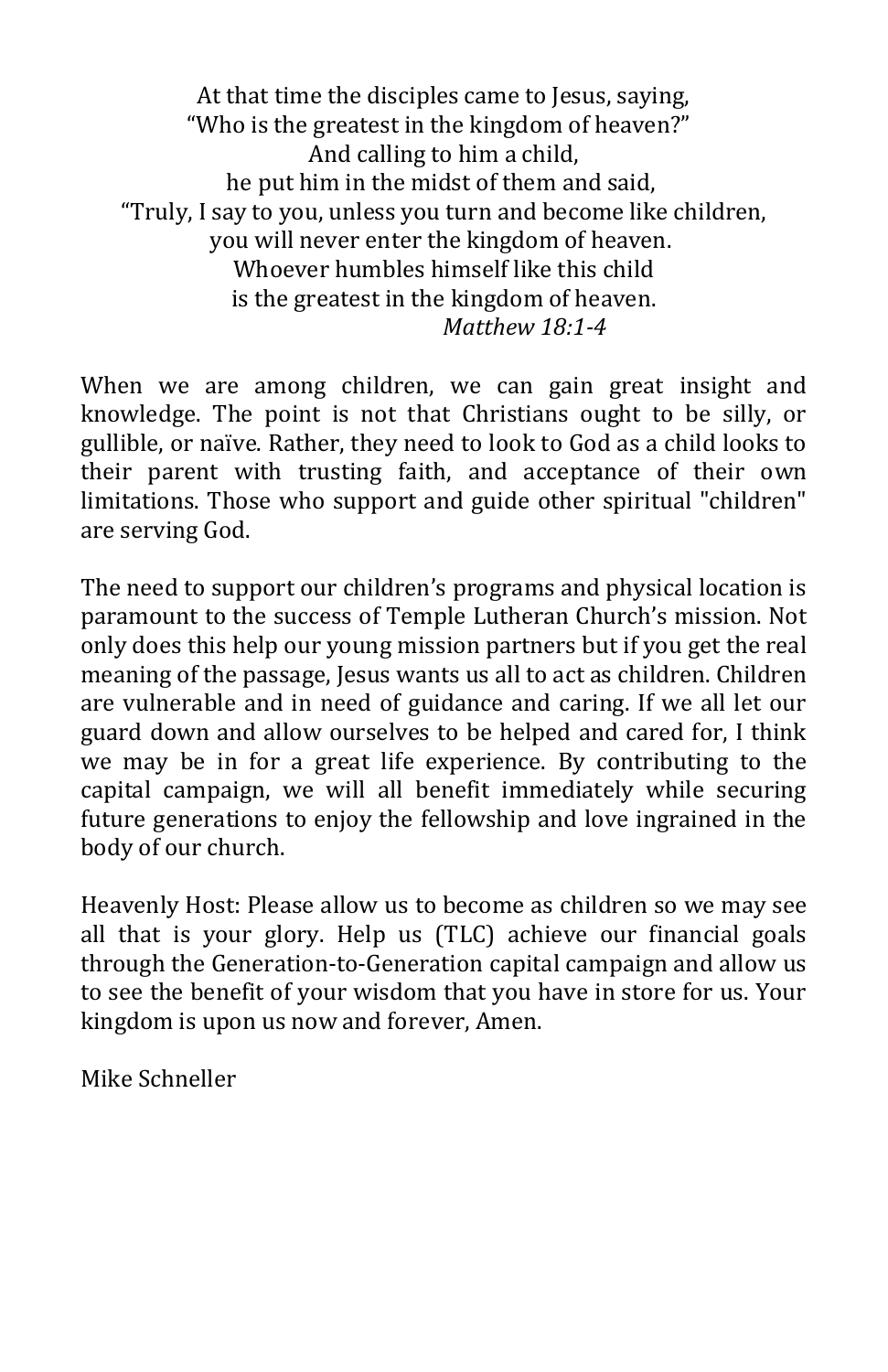At that time the disciples came to Jesus, saying,
"Who is the greatest in the kingdom of heaven?"
And calling to him a child,
he put him in the midst of them and said,
"Truly, I say to you, unless you turn and become like children,
you will never enter the kingdom of heaven.
Whoever humbles himself like this child
is the greatest in the kingdom of heaven.
*Matthew 18:1-4*

When we are among children, we can gain great insight and knowledge. The point is not that Christians ought to be silly, or gullible, or naïve. Rather, they need to look to God as a child looks to their parent with trusting faith, and acceptance of their own limitations. Those who support and guide other spiritual "children" are serving God.

The need to support our children's programs and physical location is paramount to the success of Temple Lutheran Church's mission. Not only does this help our young mission partners but if you get the real meaning of the passage, Jesus wants us all to act as children. Children are vulnerable and in need of guidance and caring. If we all let our guard down and allow ourselves to be helped and cared for, I think we may be in for a great life experience. By contributing to the capital campaign, we will all benefit immediately while securing future generations to enjoy the fellowship and love ingrained in the body of our church.

Heavenly Host: Please allow us to become as children so we may see all that is your glory. Help us (TLC) achieve our financial goals through the Generation-to-Generation capital campaign and allow us to see the benefit of your wisdom that you have in store for us. Your kingdom is upon us now and forever, Amen.

Mike Schneller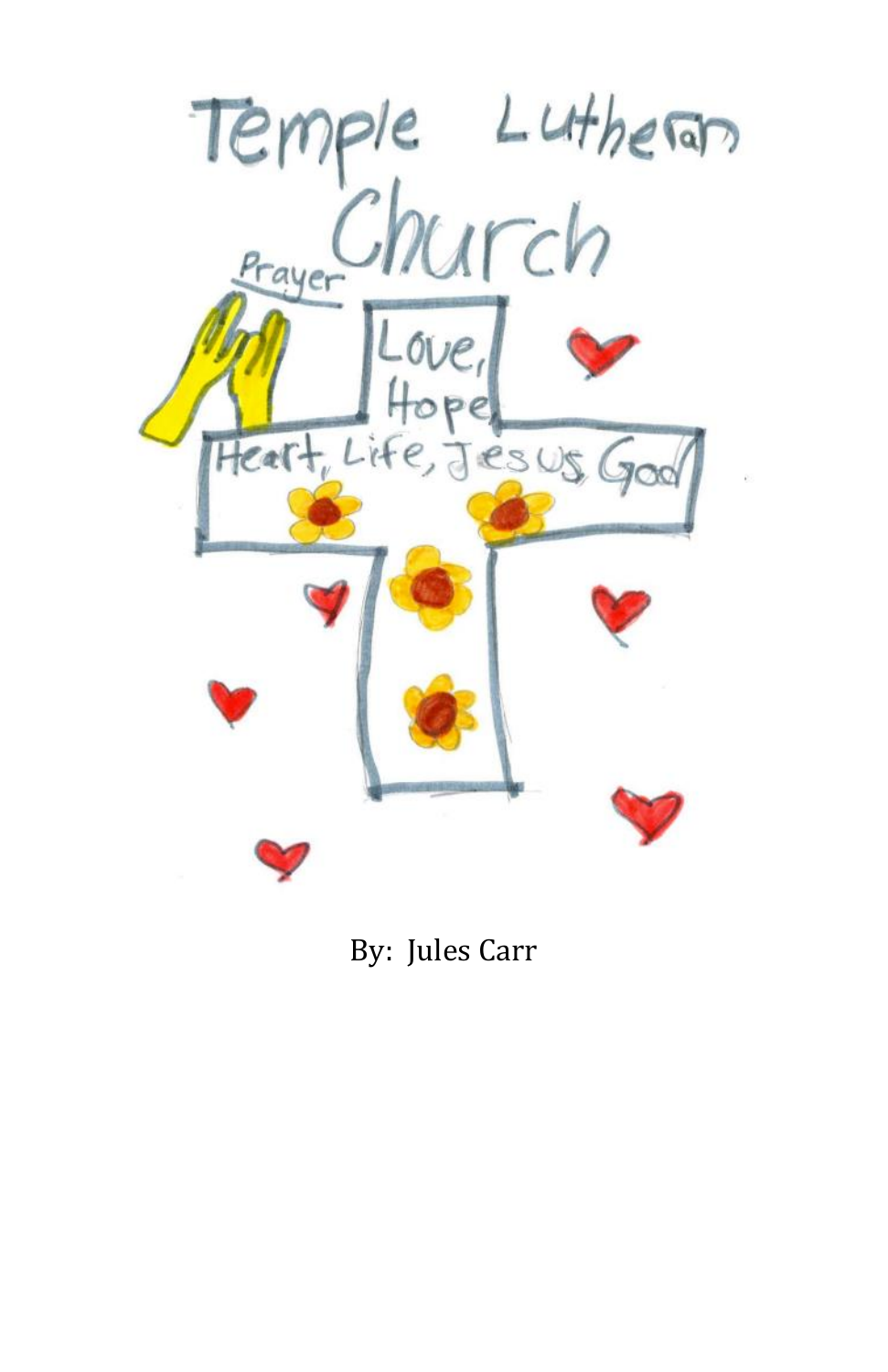Temple Lutheran Church

Prayer

Love, Hope, Heart, Life, Jesus, God

By: Jules Carr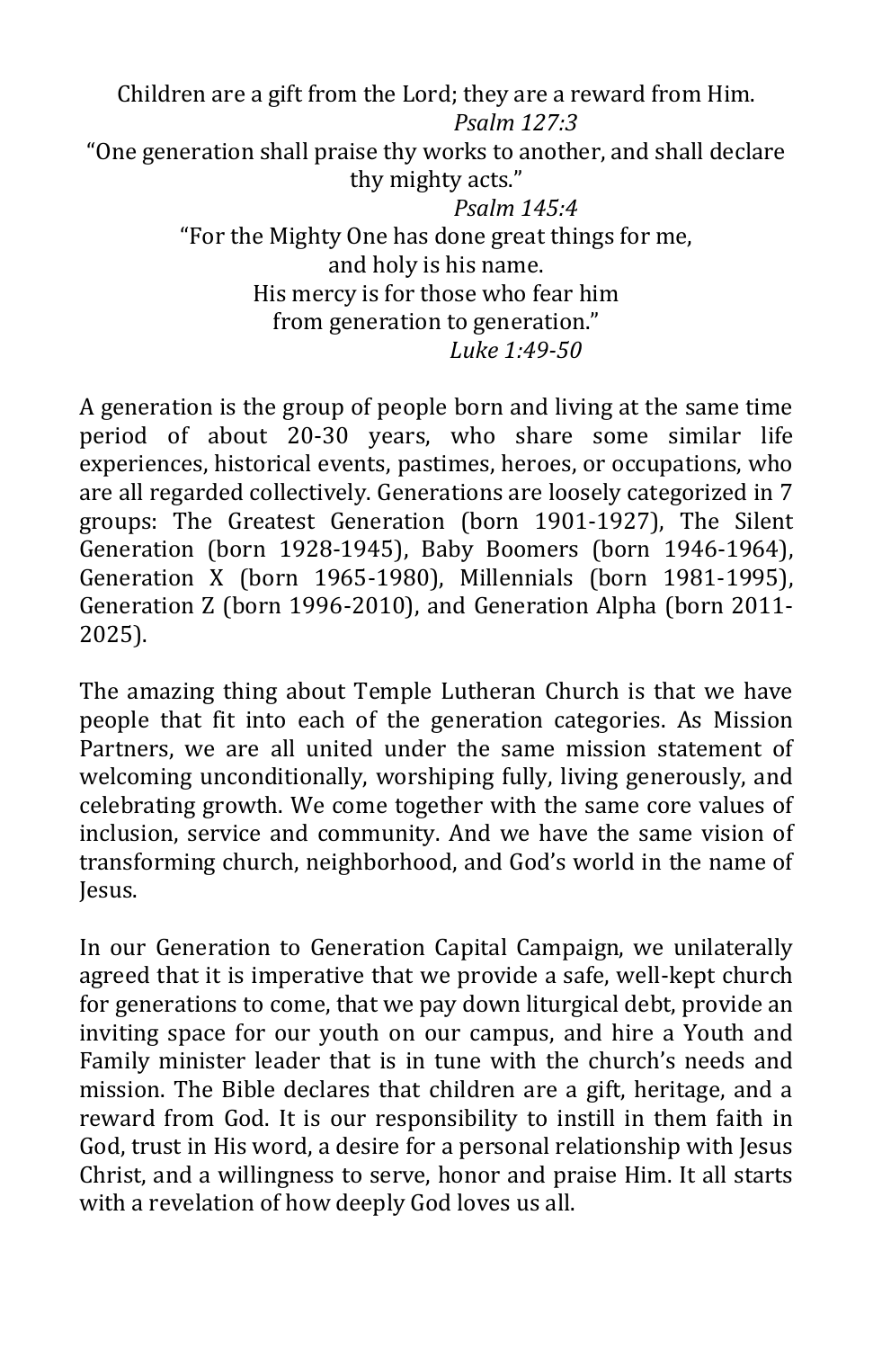Children are a gift from the Lord; they are a reward from Him.
*Psalm 127:3*

"One generation shall praise thy works to another, and shall declare thy mighty acts."
*Psalm 145:4*

"For the Mighty One has done great things for me,
and holy is his name.
His mercy is for those who fear him
from generation to generation."
*Luke 1:49-50*

A generation is the group of people born and living at the same time period of about 20-30 years, who share some similar life experiences, historical events, pastimes, heroes, or occupations, who are all regarded collectively. Generations are loosely categorized in 7 groups: The Greatest Generation (born 1901-1927), The Silent Generation (born 1928-1945), Baby Boomers (born 1946-1964), Generation X (born 1965-1980), Millennials (born 1981-1995), Generation Z (born 1996-2010), and Generation Alpha (born 2011-2025).

The amazing thing about Temple Lutheran Church is that we have people that fit into each of the generation categories. As Mission Partners, we are all united under the same mission statement of welcoming unconditionally, worshiping fully, living generously, and celebrating growth. We come together with the same core values of inclusion, service and community. And we have the same vision of transforming church, neighborhood, and God's world in the name of Jesus.

In our Generation to Generation Capital Campaign, we unilaterally agreed that it is imperative that we provide a safe, well-kept church for generations to come, that we pay down liturgical debt, provide an inviting space for our youth on our campus, and hire a Youth and Family minister leader that is in tune with the church's needs and mission. The Bible declares that children are a gift, heritage, and a reward from God. It is our responsibility to instill in them faith in God, trust in His word, a desire for a personal relationship with Jesus Christ, and a willingness to serve, honor and praise Him. It all starts with a revelation of how deeply God loves us all.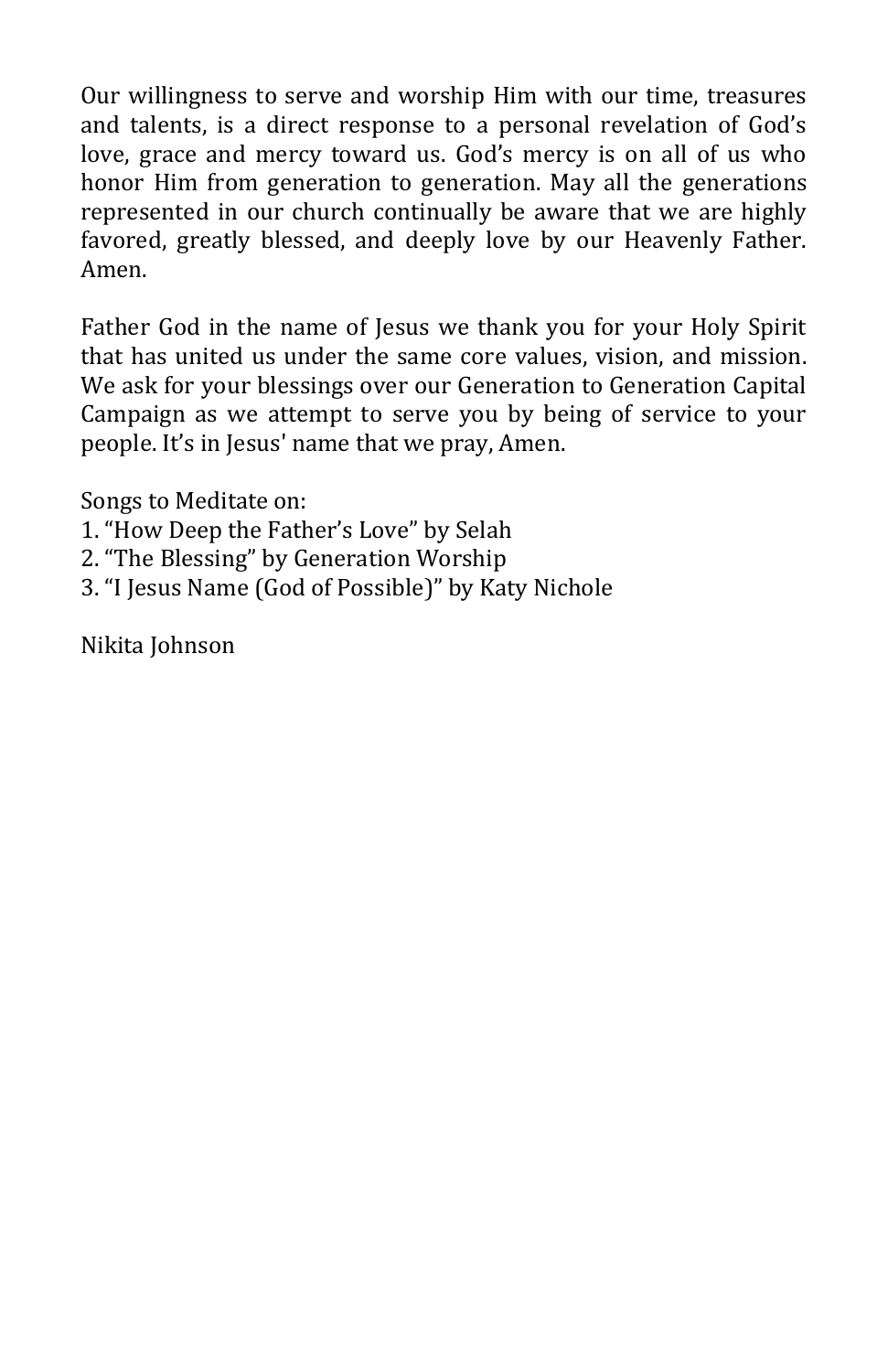Our willingness to serve and worship Him with our time, treasures and talents, is a direct response to a personal revelation of God's love, grace and mercy toward us. God's mercy is on all of us who honor Him from generation to generation. May all the generations represented in our church continually be aware that we are highly favored, greatly blessed, and deeply love by our Heavenly Father. Amen.

Father God in the name of Jesus we thank you for your Holy Spirit that has united us under the same core values, vision, and mission. We ask for your blessings over our Generation to Generation Capital Campaign as we attempt to serve you by being of service to your people. It's in Jesus' name that we pray, Amen.

Songs to Meditate on:
1. "How Deep the Father's Love" by Selah
2. "The Blessing" by Generation Worship
3. "I Jesus Name (God of Possible)" by Katy Nichole

Nikita Johnson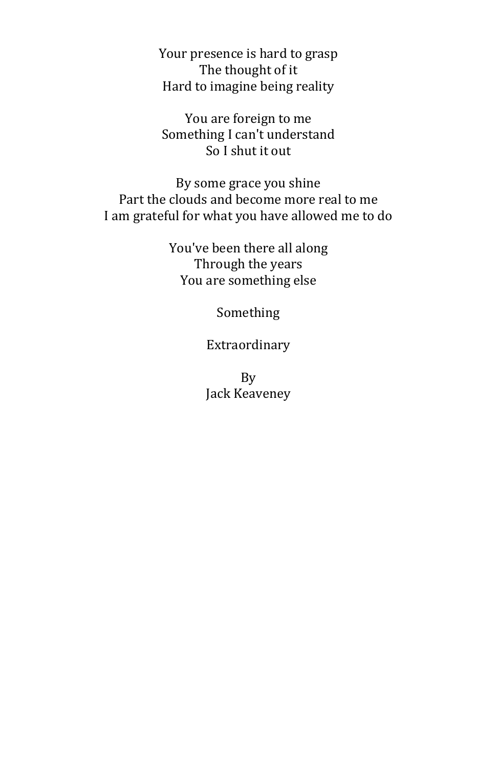Your presence is hard to grasp  
The thought of it  
Hard to imagine being reality

You are foreign to me  
Something I can't understand  
So I shut it out

By some grace you shine  
Part the clouds and become more real to me  
I am grateful for what you have allowed me to do

You've been there all along  
Through the years  
You are something else

Something

Extraordinary

By  
Jack Keaveney